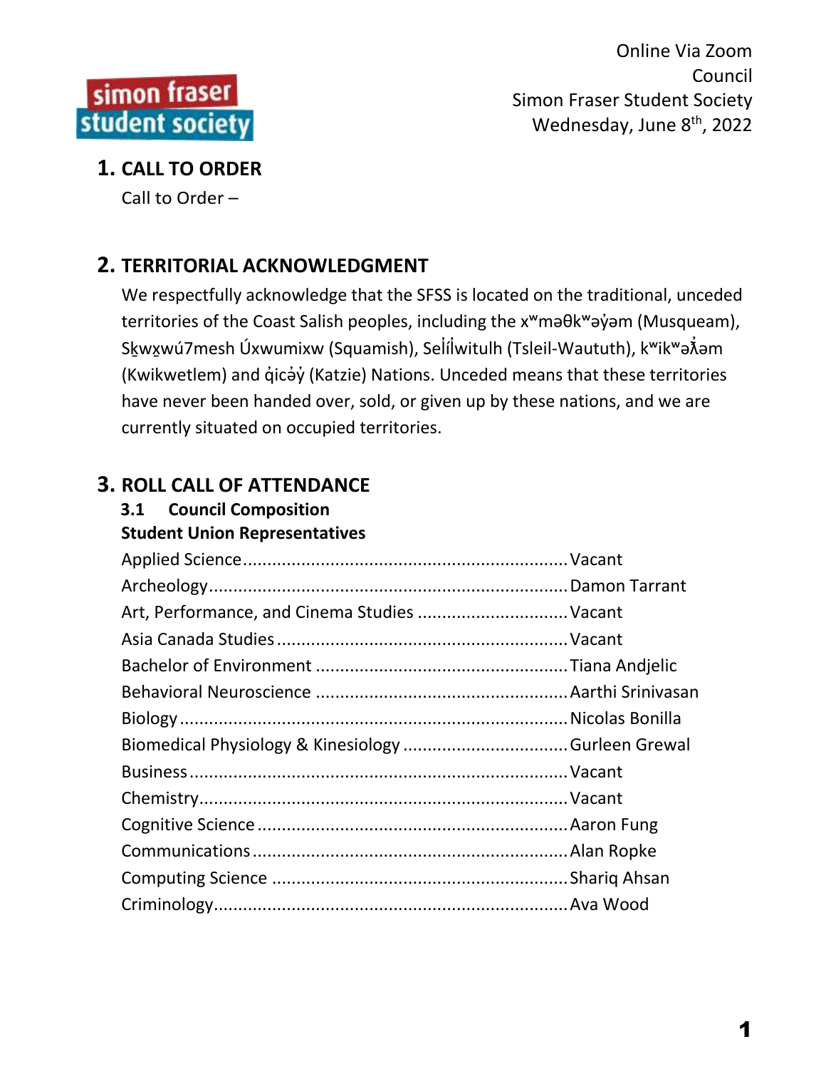simon fraser student society

Online Via Zoom
Council
Simon Fraser Student Society
Wednesday, June 8th, 2022

## 1. CALL TO ORDER

Call to Order –

## 2. TERRITORIAL ACKNOWLEDGMENT

We respectfully acknowledge that the SFSS is located on the traditional, unceded territories of the Coast Salish peoples, including the xʷməθkʷəy̓əm (Musqueam), Sḵwx̱wú7mesh Úxwumixw (Squamish), Sel̓íl̓witulh (Tsleil-Waututh), kʷikʷəƛ̓əm (Kwikwetlem) and q̓icə̓y̓ (Katzie) Nations. Unceded means that these territories have never been handed over, sold, or given up by these nations, and we are currently situated on occupied territories.

## 3. ROLL CALL OF ATTENDANCE

### 3.1 Council Composition

**Student Union Representatives**

Applied Science........................................Vacant
Archeology........................................Damon Tarrant
Art, Performance, and Cinema Studies........................................Vacant
Asia Canada Studies........................................Vacant
Bachelor of Environment........................................Tiana Andjelic
Behavioral Neuroscience........................................Aarthi Srinivasan
Biology........................................Nicolas Bonilla
Biomedical Physiology & Kinesiology........................................Gurleen Grewal
Business........................................Vacant
Chemistry........................................Vacant
Cognitive Science........................................Aaron Fung
Communications........................................Alan Ropke
Computing Science........................................Shariq Ahsan
Criminology........................................Ava Wood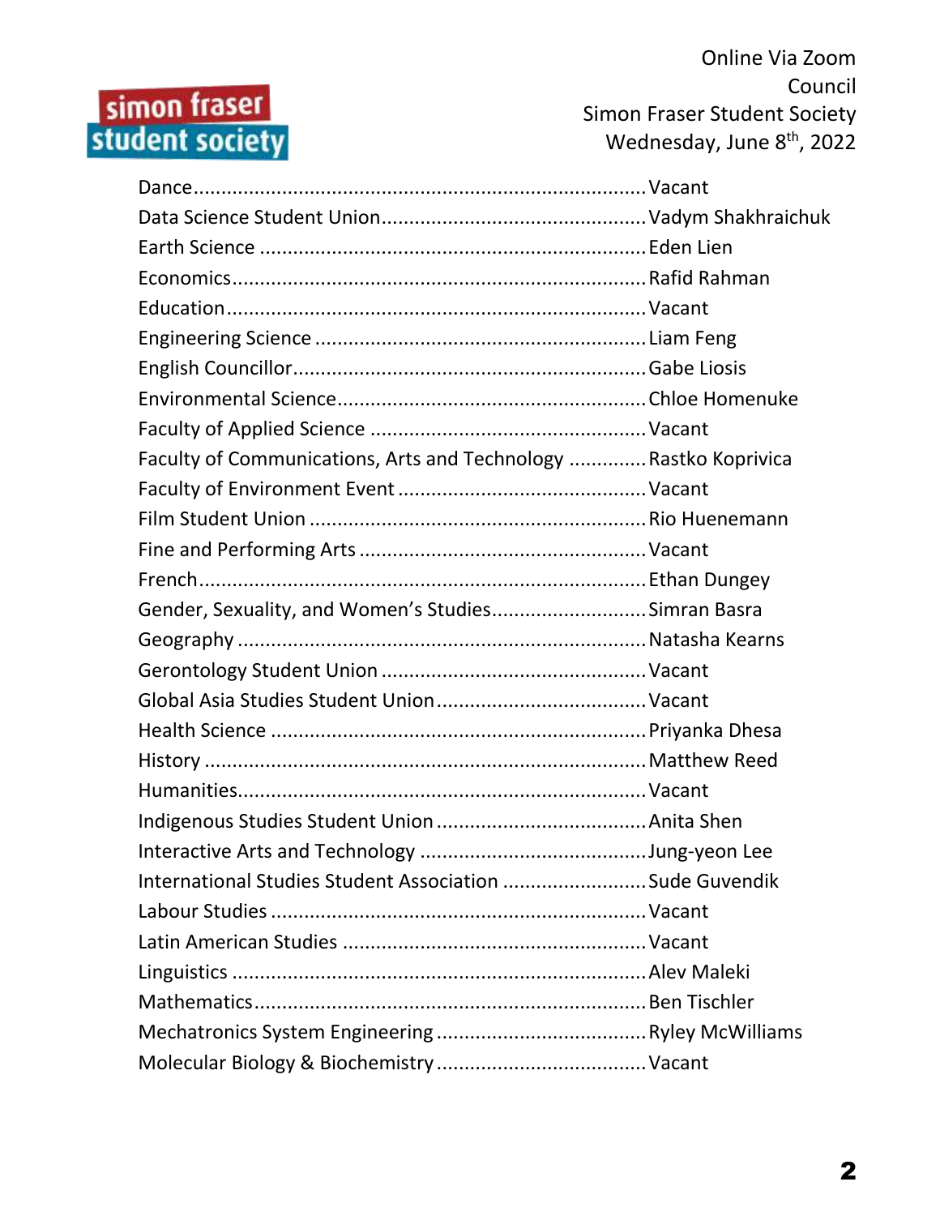Dance................................................................................Vacant
Data Science Student Union...............................................Vadym Shakhraichuk
Earth Science ....................................................................Eden Lien
Economics.........................................................................Rafid Rahman
Education..........................................................................Vacant
Engineering Science ..........................................................Liam Feng
English Councillor...............................................................Gabe Liosis
Environmental Science.......................................................Chloe Homenuke
Faculty of Applied Science .................................................Vacant
Faculty of Communications, Arts and Technology ..............Rastko Koprivica
Faculty of Environment Event ............................................Vacant
Film Student Union ............................................................Rio Huenemann
Fine and Performing Arts ...................................................Vacant
French................................................................................Ethan Dungey
Gender, Sexuality, and Women's Studies............................Simran Basra
Geography ........................................................................Natasha Kearns
Gerontology Student Union ...............................................Vacant
Global Asia Studies Student Union.....................................Vacant
Health Science ..................................................................Priyanka Dhesa
History ..............................................................................Matthew Reed
Humanities........................................................................Vacant
Indigenous Studies Student Union .....................................Anita Shen
Interactive Arts and Technology ........................................Jung-yeon Lee
International Studies Student Association ..........................Sude Guvendik
Labour Studies ..................................................................Vacant
Latin American Studies .....................................................Vacant
Linguistics .........................................................................Alev Maleki
Mathematics......................................................................Ben Tischler
Mechatronics System Engineering .....................................Ryley McWilliams
Molecular Biology & Biochemistry .....................................Vacant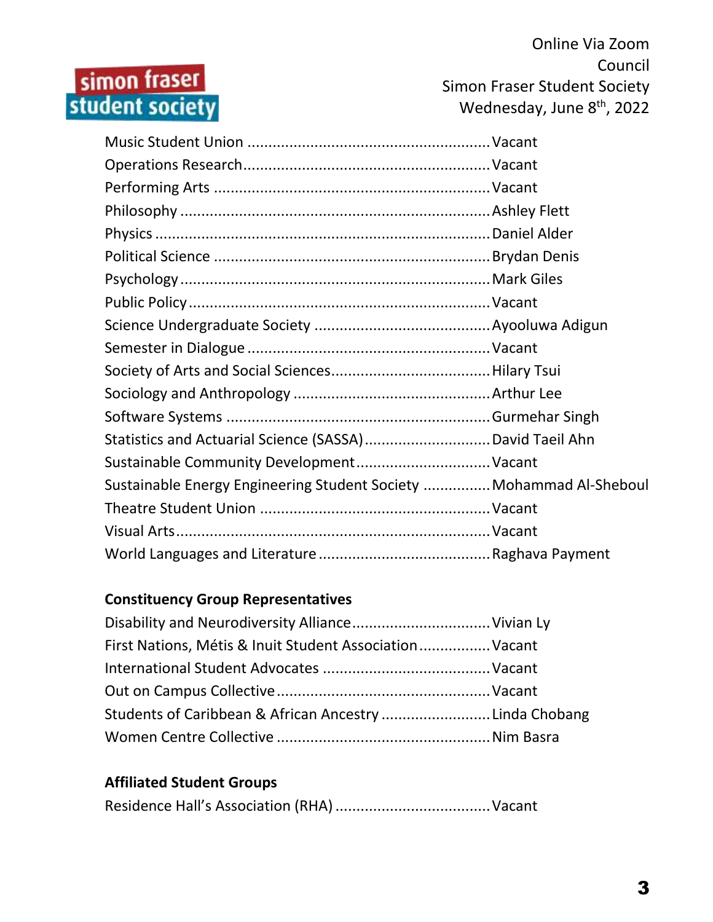Music Student Union ........................................................ Vacant
Operations Research......................................................... Vacant
Performing Arts ............................................................... Vacant
Philosophy ....................................................................... Ashley Flett
Physics ............................................................................ Daniel Alder
Political Science ............................................................... Brydan Denis
Psychology ....................................................................... Mark Giles
Public Policy ..................................................................... Vacant
Science Undergraduate Society ......................................... Ayooluwa Adigun
Semester in Dialogue ........................................................ Vacant
Society of Arts and Social Sciences..................................... Hilary Tsui
Sociology and Anthropology .............................................. Arthur Lee
Software Systems ............................................................. Gurmehar Singh
Statistics and Actuarial Science (SASSA).............................. David Taeil Ahn
Sustainable Community Development............................... Vacant
Sustainable Energy Engineering Student Society ................ Mohammad Al-Sheboul
Theatre Student Union ..................................................... Vacant
Visual Arts........................................................................ Vacant
World Languages and Literature ....................................... Raghava Payment

**Constituency Group Representatives**

Disability and Neurodiversity Alliance................................ Vivian Ly
First Nations, Métis & Inuit Student Association................. Vacant
International Student Advocates ....................................... Vacant
Out on Campus Collective ................................................. Vacant
Students of Caribbean & African Ancestry .......................... Linda Chobang
Women Centre Collective .................................................. Nim Basra

**Affiliated Student Groups**

Residence Hall's Association (RHA) .................................... Vacant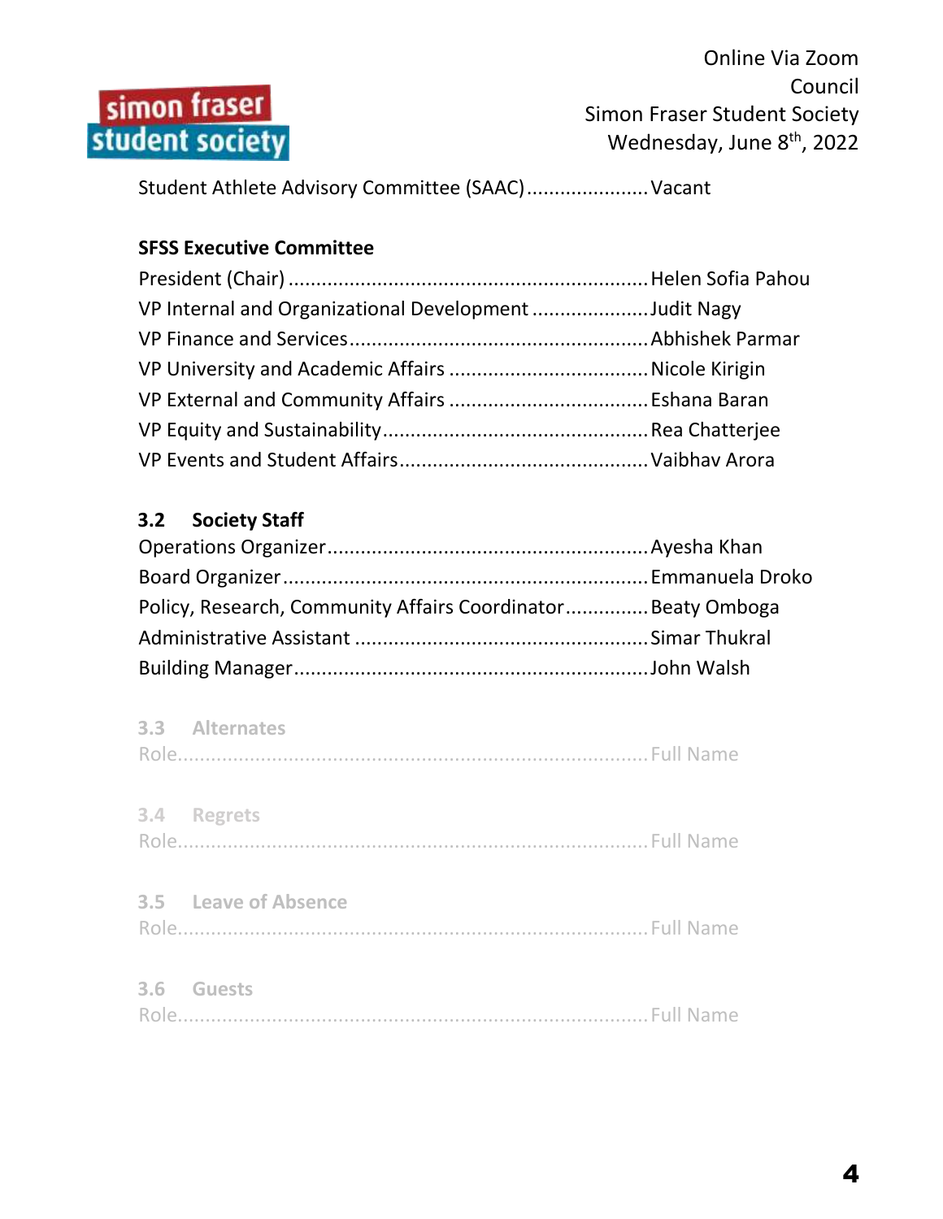Student Athlete Advisory Committee (SAAC)......................Vacant

**SFSS Executive Committee**

President (Chair) ................................................................Helen Sofia Pahou
VP Internal and Organizational Development .....................Judit Nagy
VP Finance and Services.....................................................Abhishek Parmar
VP University and Academic Affairs ...................................Nicole Kirigin
VP External and Community Affairs ...................................Eshana Baran
VP Equity and Sustainability................................................Rea Chatterjee
VP Events and Student Affairs............................................Vaibhav Arora

### 3.2 Society Staff

Operations Organizer.........................................................Ayesha Khan
Board Organizer................................................................Emmanuela Droko
Policy, Research, Community Affairs Coordinator...............Beaty Omboga
Administrative Assistant ....................................................Simar Thukral
Building Manager...............................................................John Walsh

### 3.3 Alternates

Role....................................................................................Full Name

### 3.4 Regrets

Role....................................................................................Full Name

### 3.5 Leave of Absence

Role....................................................................................Full Name

### 3.6 Guests

Role....................................................................................Full Name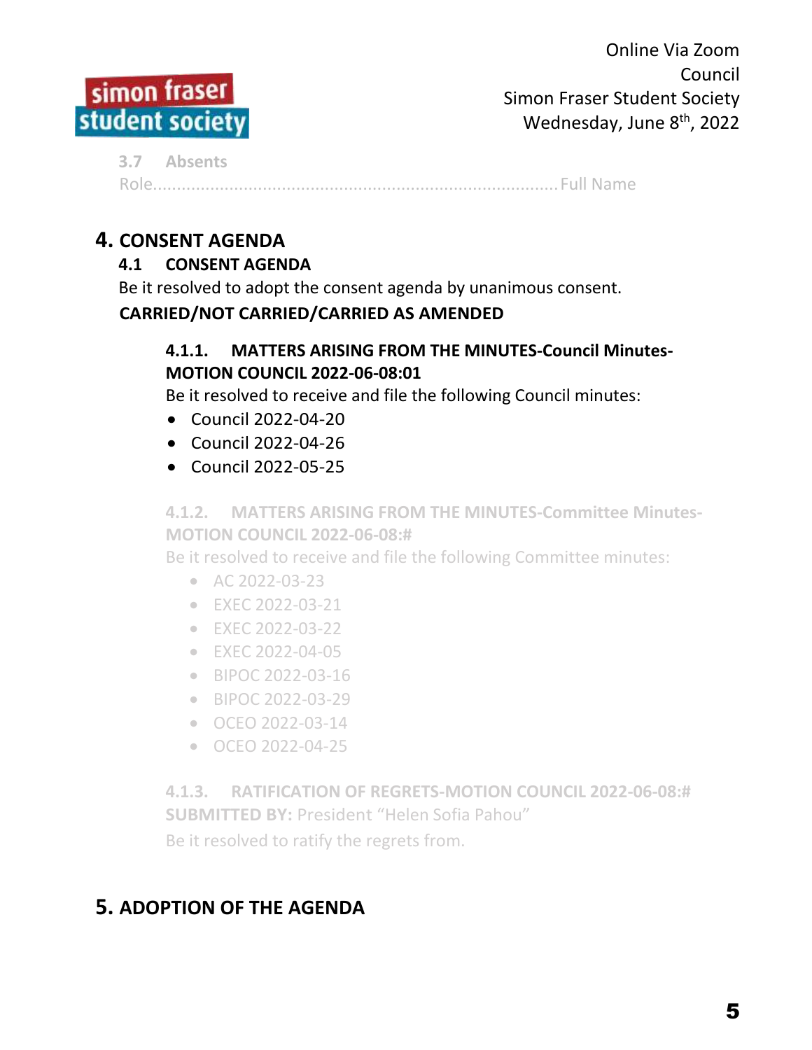### 3.7 Absents

Role........................................................................................Full Name

# 4. CONSENT AGENDA

## 4.1 CONSENT AGENDA

Be it resolved to adopt the consent agenda by unanimous consent.

**CARRIED/NOT CARRIED/CARRIED AS AMENDED**

### 4.1.1. MATTERS ARISING FROM THE MINUTES-Council Minutes-MOTION COUNCIL 2022-06-08:01

Be it resolved to receive and file the following Council minutes:

- Council 2022-04-20
- Council 2022-04-26
- Council 2022-05-25

### 4.1.2. MATTERS ARISING FROM THE MINUTES-Committee Minutes-MOTION COUNCIL 2022-06-08:#

Be it resolved to receive and file the following Committee minutes:

- AC 2022-03-23
- EXEC 2022-03-21
- EXEC 2022-03-22
- EXEC 2022-04-05
- BIPOC 2022-03-16
- BIPOC 2022-03-29
- OCEO 2022-03-14
- OCEO 2022-04-25

### 4.1.3. RATIFICATION OF REGRETS-MOTION COUNCIL 2022-06-08:#

**SUBMITTED BY:** President "Helen Sofia Pahou"

Be it resolved to ratify the regrets from.

# 5. ADOPTION OF THE AGENDA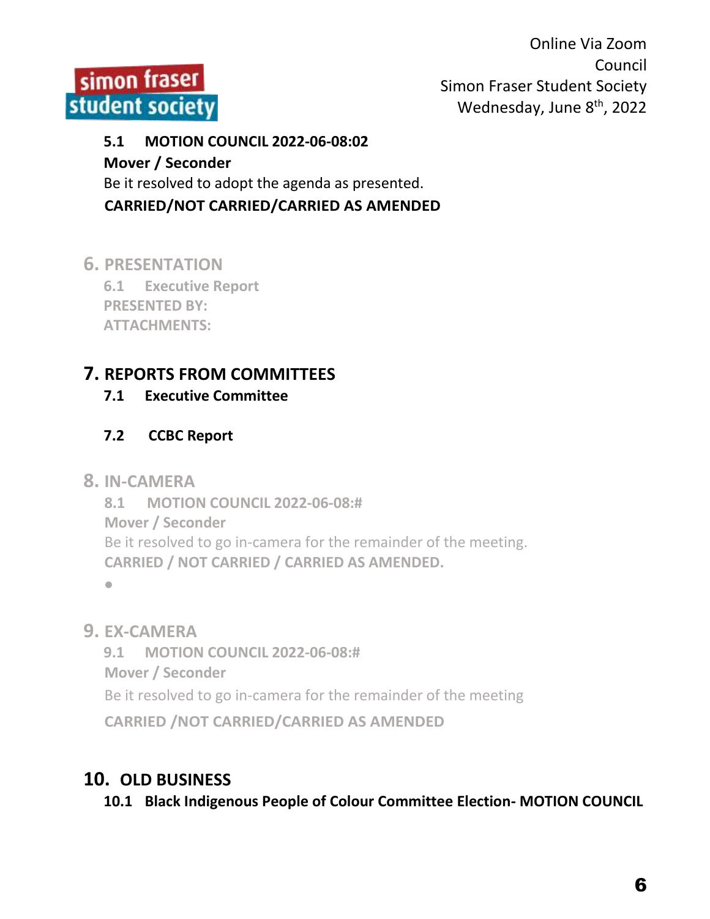**5.1 MOTION COUNCIL 2022-06-08:02**

**Mover / Seconder**

Be it resolved to adopt the agenda as presented.

**CARRIED/NOT CARRIED/CARRIED AS AMENDED**

## 6. PRESENTATION

**6.1 Executive Report**

**PRESENTED BY:**

**ATTACHMENTS:**

## 7. REPORTS FROM COMMITTEES

**7.1 Executive Committee**

**7.2 CCBC Report**

## 8. IN-CAMERA

**8.1 MOTION COUNCIL 2022-06-08:#**

**Mover / Seconder**

Be it resolved to go in-camera for the remainder of the meeting.

**CARRIED / NOT CARRIED / CARRIED AS AMENDED.**

- 

## 9. EX-CAMERA

**9.1 MOTION COUNCIL 2022-06-08:#**

**Mover / Seconder**

Be it resolved to go in-camera for the remainder of the meeting

**CARRIED /NOT CARRIED/CARRIED AS AMENDED**

## 10. OLD BUSINESS

**10.1 Black Indigenous People of Colour Committee Election- MOTION COUNCIL**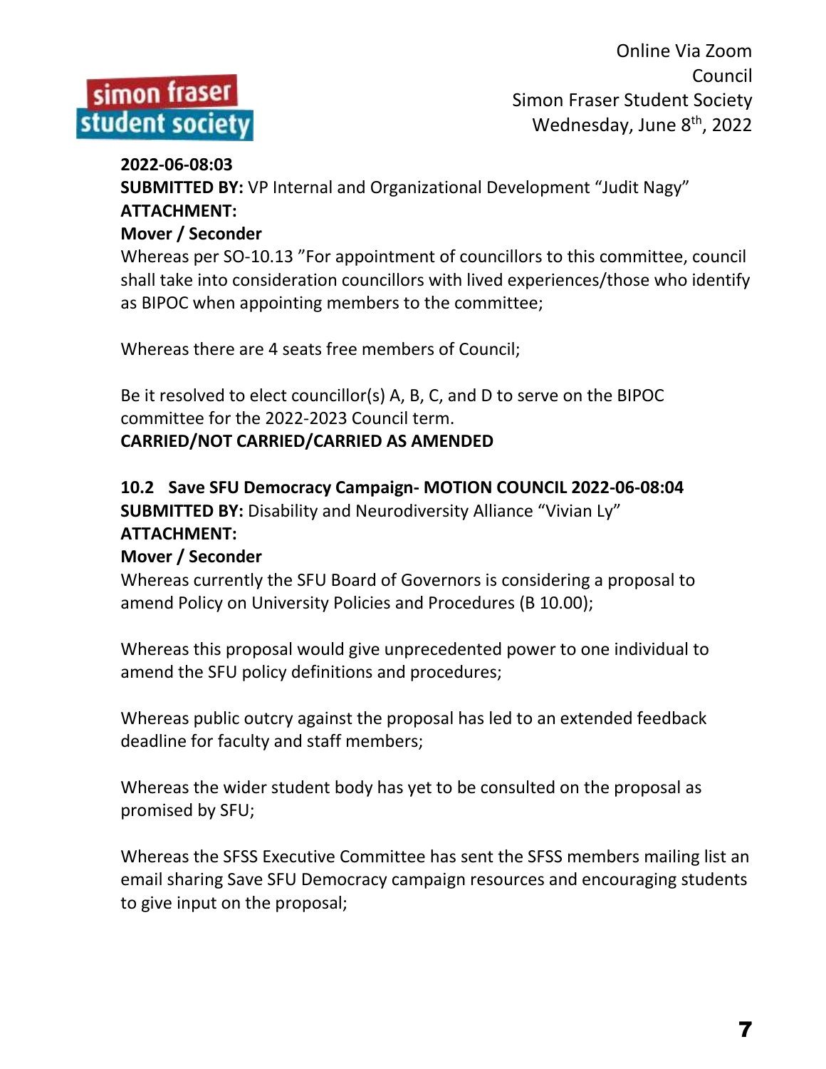**2022-06-08:03**
**SUBMITTED BY:** VP Internal and Organizational Development "Judit Nagy"
**ATTACHMENT:**
**Mover / Seconder**
Whereas per SO-10.13 "For appointment of councillors to this committee, council shall take into consideration councillors with lived experiences/those who identify as BIPOC when appointing members to the committee;

Whereas there are 4 seats free members of Council;

Be it resolved to elect councillor(s) A, B, C, and D to serve on the BIPOC committee for the 2022-2023 Council term.
**CARRIED/NOT CARRIED/CARRIED AS AMENDED**

**10.2 Save SFU Democracy Campaign- MOTION COUNCIL 2022-06-08:04**
**SUBMITTED BY:** Disability and Neurodiversity Alliance "Vivian Ly"
**ATTACHMENT:**
**Mover / Seconder**
Whereas currently the SFU Board of Governors is considering a proposal to amend Policy on University Policies and Procedures (B 10.00);

Whereas this proposal would give unprecedented power to one individual to amend the SFU policy definitions and procedures;

Whereas public outcry against the proposal has led to an extended feedback deadline for faculty and staff members;

Whereas the wider student body has yet to be consulted on the proposal as promised by SFU;

Whereas the SFSS Executive Committee has sent the SFSS members mailing list an email sharing Save SFU Democracy campaign resources and encouraging students to give input on the proposal;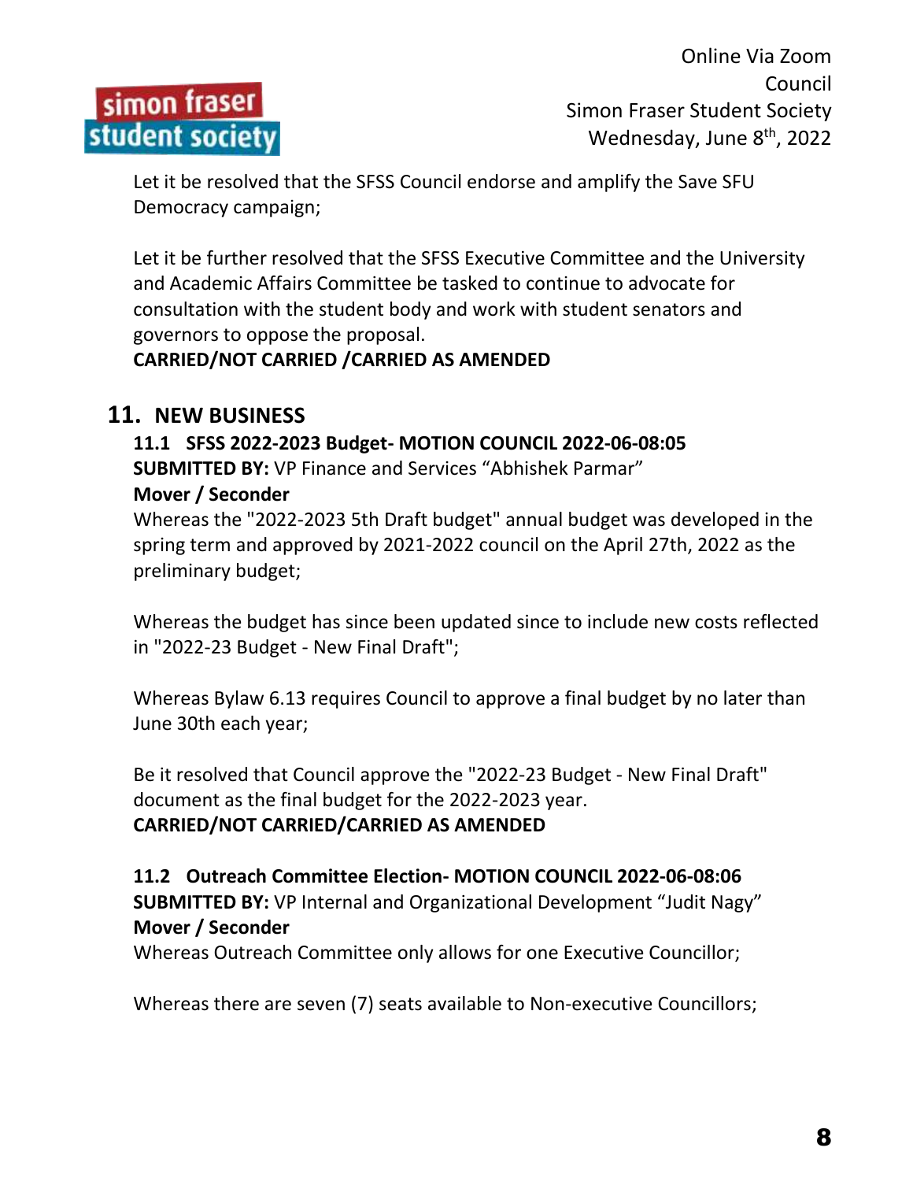Let it be resolved that the SFSS Council endorse and amplify the Save SFU Democracy campaign;

Let it be further resolved that the SFSS Executive Committee and the University and Academic Affairs Committee be tasked to continue to advocate for consultation with the student body and work with student senators and governors to oppose the proposal.

**CARRIED/NOT CARRIED /CARRIED AS AMENDED**

## 11. NEW BUSINESS

### 11.1 SFSS 2022-2023 Budget- MOTION COUNCIL 2022-06-08:05

**SUBMITTED BY:** VP Finance and Services "Abhishek Parmar"

**Mover / Seconder**

Whereas the "2022-2023 5th Draft budget" annual budget was developed in the spring term and approved by 2021-2022 council on the April 27th, 2022 as the preliminary budget;

Whereas the budget has since been updated since to include new costs reflected in "2022-23 Budget - New Final Draft";

Whereas Bylaw 6.13 requires Council to approve a final budget by no later than June 30th each year;

Be it resolved that Council approve the "2022-23 Budget - New Final Draft" document as the final budget for the 2022-2023 year.

**CARRIED/NOT CARRIED/CARRIED AS AMENDED**

### 11.2 Outreach Committee Election- MOTION COUNCIL 2022-06-08:06

**SUBMITTED BY:** VP Internal and Organizational Development "Judit Nagy"

**Mover / Seconder**

Whereas Outreach Committee only allows for one Executive Councillor;

Whereas there are seven (7) seats available to Non-executive Councillors;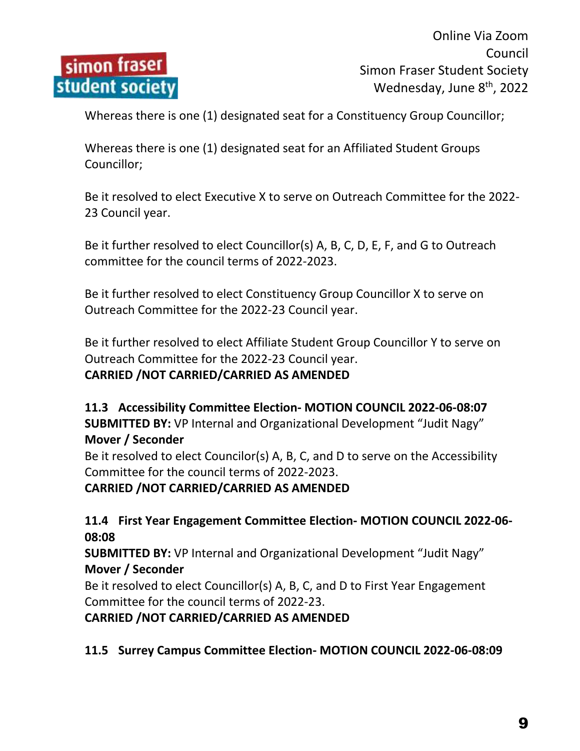Whereas there is one (1) designated seat for a Constituency Group Councillor;

Whereas there is one (1) designated seat for an Affiliated Student Groups Councillor;

Be it resolved to elect Executive X to serve on Outreach Committee for the 2022-23 Council year.

Be it further resolved to elect Councillor(s) A, B, C, D, E, F, and G to Outreach committee for the council terms of 2022-2023.

Be it further resolved to elect Constituency Group Councillor X to serve on Outreach Committee for the 2022-23 Council year.

Be it further resolved to elect Affiliate Student Group Councillor Y to serve on Outreach Committee for the 2022-23 Council year.
**CARRIED /NOT CARRIED/CARRIED AS AMENDED**

### 11.3 Accessibility Committee Election- MOTION COUNCIL 2022-06-08:07

**SUBMITTED BY:** VP Internal and Organizational Development "Judit Nagy"
**Mover / Seconder**
Be it resolved to elect Councilor(s) A, B, C, and D to serve on the Accessibility Committee for the council terms of 2022-2023.
**CARRIED /NOT CARRIED/CARRIED AS AMENDED**

### 11.4 First Year Engagement Committee Election- MOTION COUNCIL 2022-06-08:08

**SUBMITTED BY:** VP Internal and Organizational Development "Judit Nagy"
**Mover / Seconder**
Be it resolved to elect Councillor(s) A, B, C, and D to First Year Engagement Committee for the council terms of 2022-23.
**CARRIED /NOT CARRIED/CARRIED AS AMENDED**

### 11.5 Surrey Campus Committee Election- MOTION COUNCIL 2022-06-08:09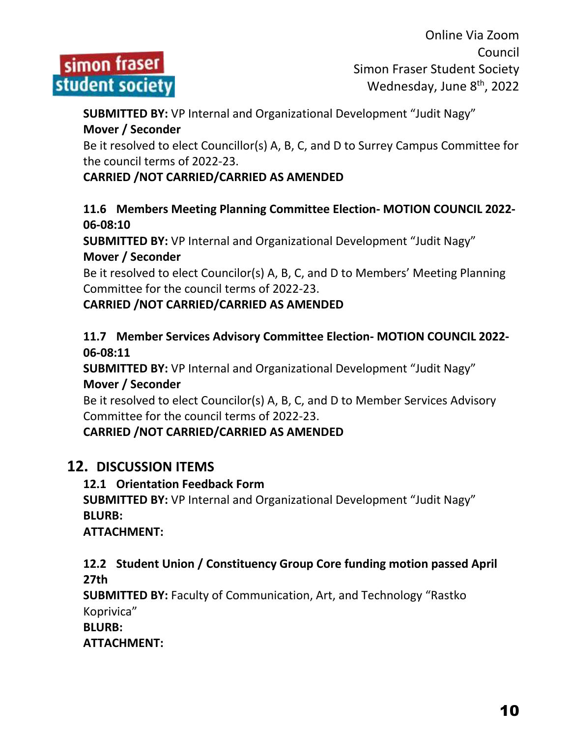**SUBMITTED BY:** VP Internal and Organizational Development "Judit Nagy"
**Mover / Seconder**
Be it resolved to elect Councillor(s) A, B, C, and D to Surrey Campus Committee for the council terms of 2022-23.
**CARRIED /NOT CARRIED/CARRIED AS AMENDED**

### 11.6 Members Meeting Planning Committee Election- MOTION COUNCIL 2022-06-08:10

**SUBMITTED BY:** VP Internal and Organizational Development "Judit Nagy"
**Mover / Seconder**
Be it resolved to elect Councilor(s) A, B, C, and D to Members' Meeting Planning Committee for the council terms of 2022-23.
**CARRIED /NOT CARRIED/CARRIED AS AMENDED**

### 11.7 Member Services Advisory Committee Election- MOTION COUNCIL 2022-06-08:11

**SUBMITTED BY:** VP Internal and Organizational Development "Judit Nagy"
**Mover / Seconder**
Be it resolved to elect Councilor(s) A, B, C, and D to Member Services Advisory Committee for the council terms of 2022-23.
**CARRIED /NOT CARRIED/CARRIED AS AMENDED**

## 12. DISCUSSION ITEMS

### 12.1 Orientation Feedback Form

**SUBMITTED BY:** VP Internal and Organizational Development "Judit Nagy"
**BLURB:**
**ATTACHMENT:**

### 12.2 Student Union / Constituency Group Core funding motion passed April 27th

**SUBMITTED BY:** Faculty of Communication, Art, and Technology "Rastko Koprivica"
**BLURB:**
**ATTACHMENT:**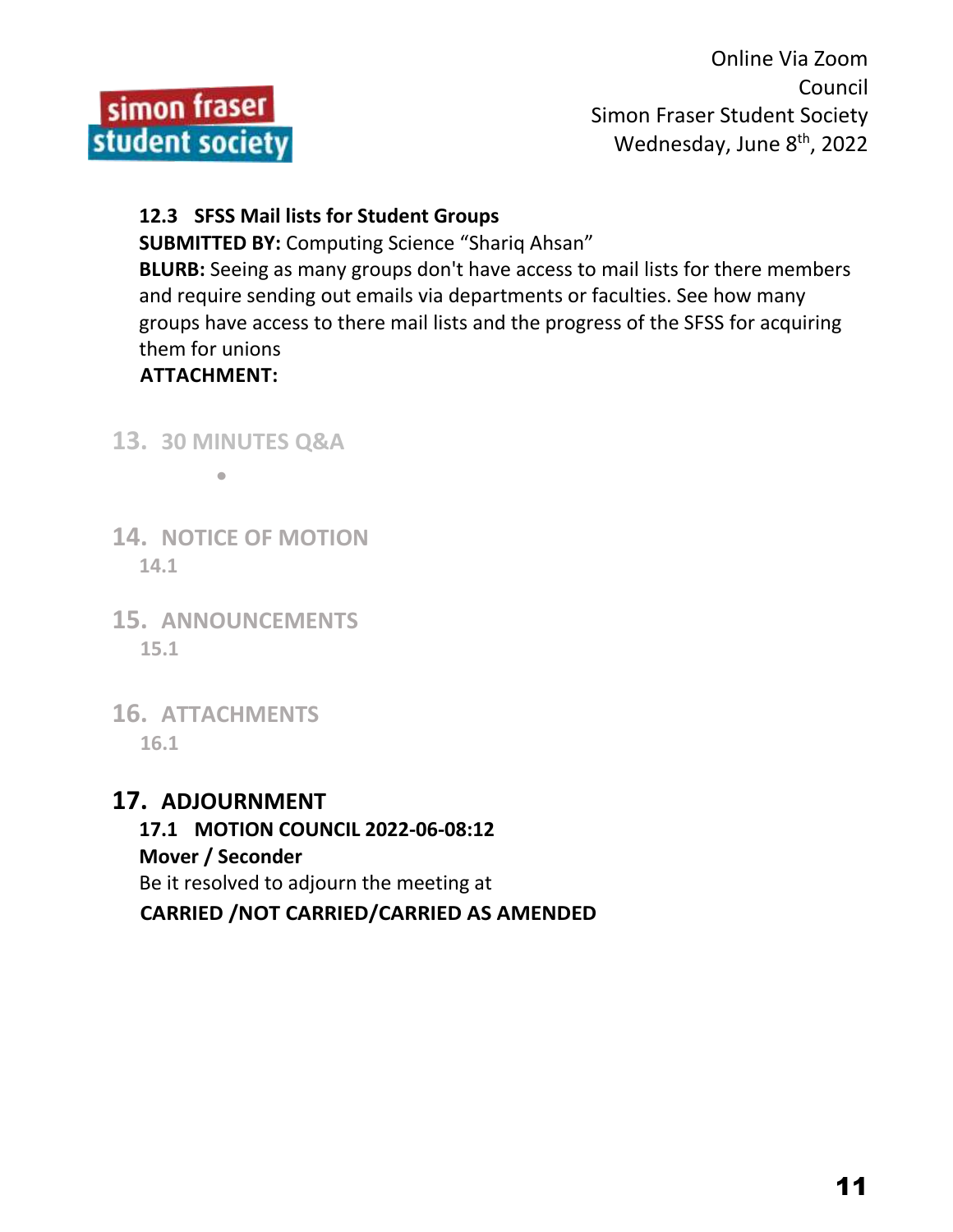### 12.3 SFSS Mail lists for Student Groups

**SUBMITTED BY:** Computing Science "Shariq Ahsan"

**BLURB:** Seeing as many groups don't have access to mail lists for there members and require sending out emails via departments or faculties. See how many groups have access to there mail lists and the progress of the SFSS for acquiring them for unions

**ATTACHMENT:**

## 13. 30 MINUTES Q&A

- 

## 14. NOTICE OF MOTION

14.1

## 15. ANNOUNCEMENTS

15.1

## 16. ATTACHMENTS

16.1

## 17. ADJOURNMENT

### 17.1 MOTION COUNCIL 2022-06-08:12

**Mover / Seconder**

Be it resolved to adjourn the meeting at

**CARRIED /NOT CARRIED/CARRIED AS AMENDED**